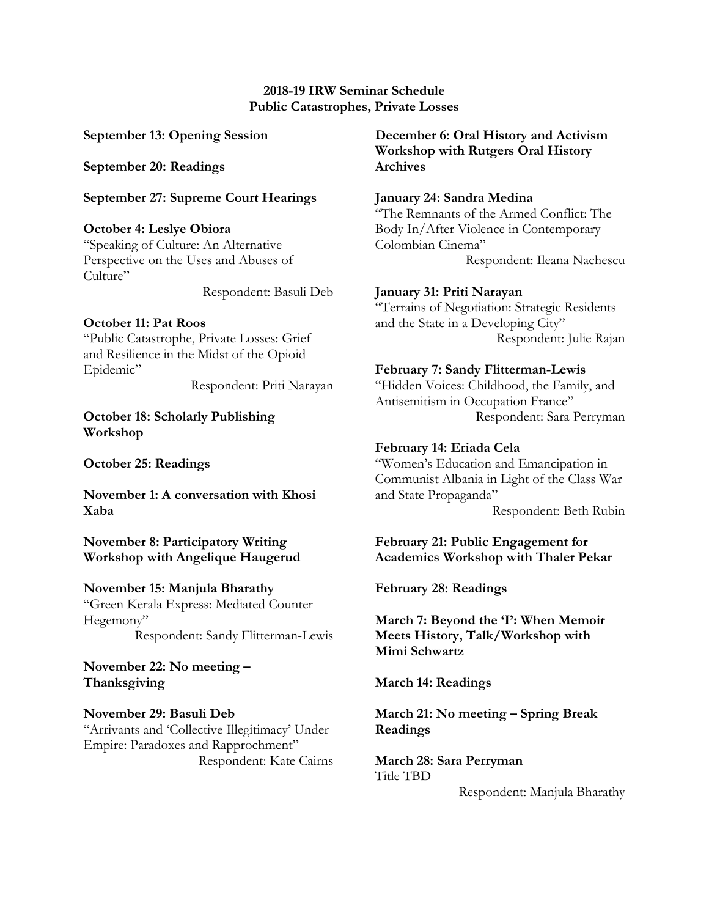**2018-19 IRW Seminar Schedule**
**Public Catastrophes, Private Losses**

**September 13: Opening Session**

**September 20: Readings**

**September 27: Supreme Court Hearings**

**October 4: Leslye Obiora**
"Speaking of Culture: An Alternative Perspective on the Uses and Abuses of Culture"
Respondent: Basuli Deb

**October 11: Pat Roos**
"Public Catastrophe, Private Losses: Grief and Resilience in the Midst of the Opioid Epidemic"
Respondent: Priti Narayan

**October 18: Scholarly Publishing Workshop**

**October 25: Readings**

**November 1: A conversation with Khosi Xaba**

**November 8: Participatory Writing Workshop with Angelique Haugerud**

**November 15: Manjula Bharathy**
"Green Kerala Express: Mediated Counter Hegemony"
Respondent: Sandy Flitterman-Lewis

**November 22: No meeting – Thanksgiving**

**November 29: Basuli Deb**
"Arrivants and 'Collective Illegitimacy' Under Empire: Paradoxes and Rapprochment"
Respondent: Kate Cairns

**December 6: Oral History and Activism Workshop with Rutgers Oral History Archives**

**January 24: Sandra Medina**
"The Remnants of the Armed Conflict: The Body In/After Violence in Contemporary Colombian Cinema"
Respondent: Ileana Nachescu

**January 31: Priti Narayan**
"Terrains of Negotiation: Strategic Residents and the State in a Developing City"
Respondent: Julie Rajan

**February 7: Sandy Flitterman-Lewis**
"Hidden Voices: Childhood, the Family, and Antisemitism in Occupation France"
Respondent: Sara Perryman

**February 14: Eriada Cela**
"Women's Education and Emancipation in Communist Albania in Light of the Class War and State Propaganda"
Respondent: Beth Rubin

**February 21: Public Engagement for Academics Workshop with Thaler Pekar**

**February 28: Readings**

**March 7: Beyond the 'I': When Memoir Meets History, Talk/Workshop with Mimi Schwartz**

**March 14: Readings**

**March 21: No meeting – Spring Break Readings**

**March 28: Sara Perryman**
Title TBD
Respondent: Manjula Bharathy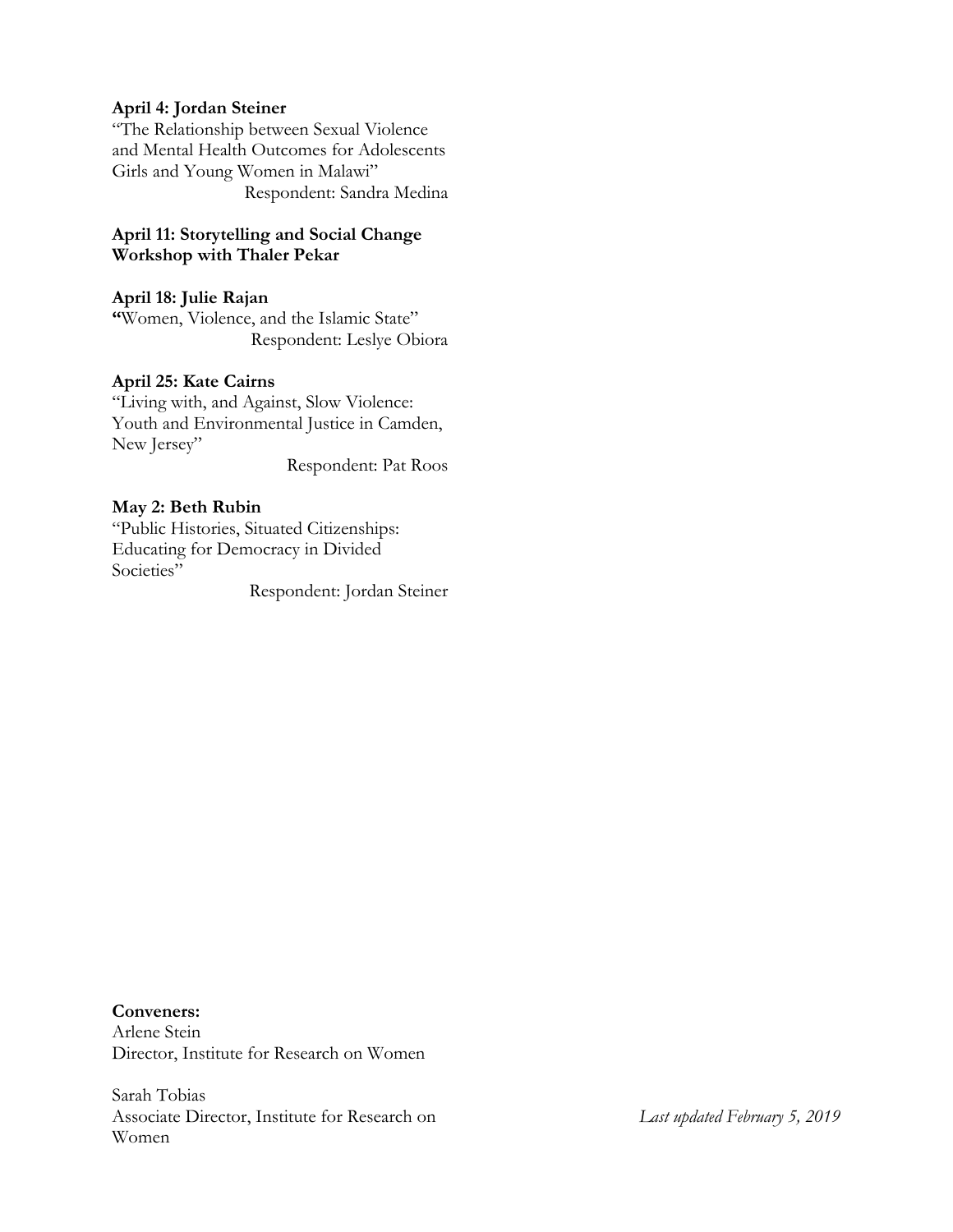**April 4: Jordan Steiner**
"The Relationship between Sexual Violence and Mental Health Outcomes for Adolescents Girls and Young Women in Malawi"
Respondent: Sandra Medina

**April 11: Storytelling and Social Change Workshop with Thaler Pekar**

**April 18: Julie Rajan**
**"**Women, Violence, and the Islamic State"
Respondent: Leslye Obiora

**April 25: Kate Cairns**
"Living with, and Against, Slow Violence: Youth and Environmental Justice in Camden, New Jersey"
Respondent: Pat Roos

**May 2: Beth Rubin**
"Public Histories, Situated Citizenships: Educating for Democracy in Divided Societies"
Respondent: Jordan Steiner

**Conveners:**
Arlene Stein
Director, Institute for Research on Women

Sarah Tobias
Associate Director, Institute for Research on Women

*Last updated February 5, 2019*